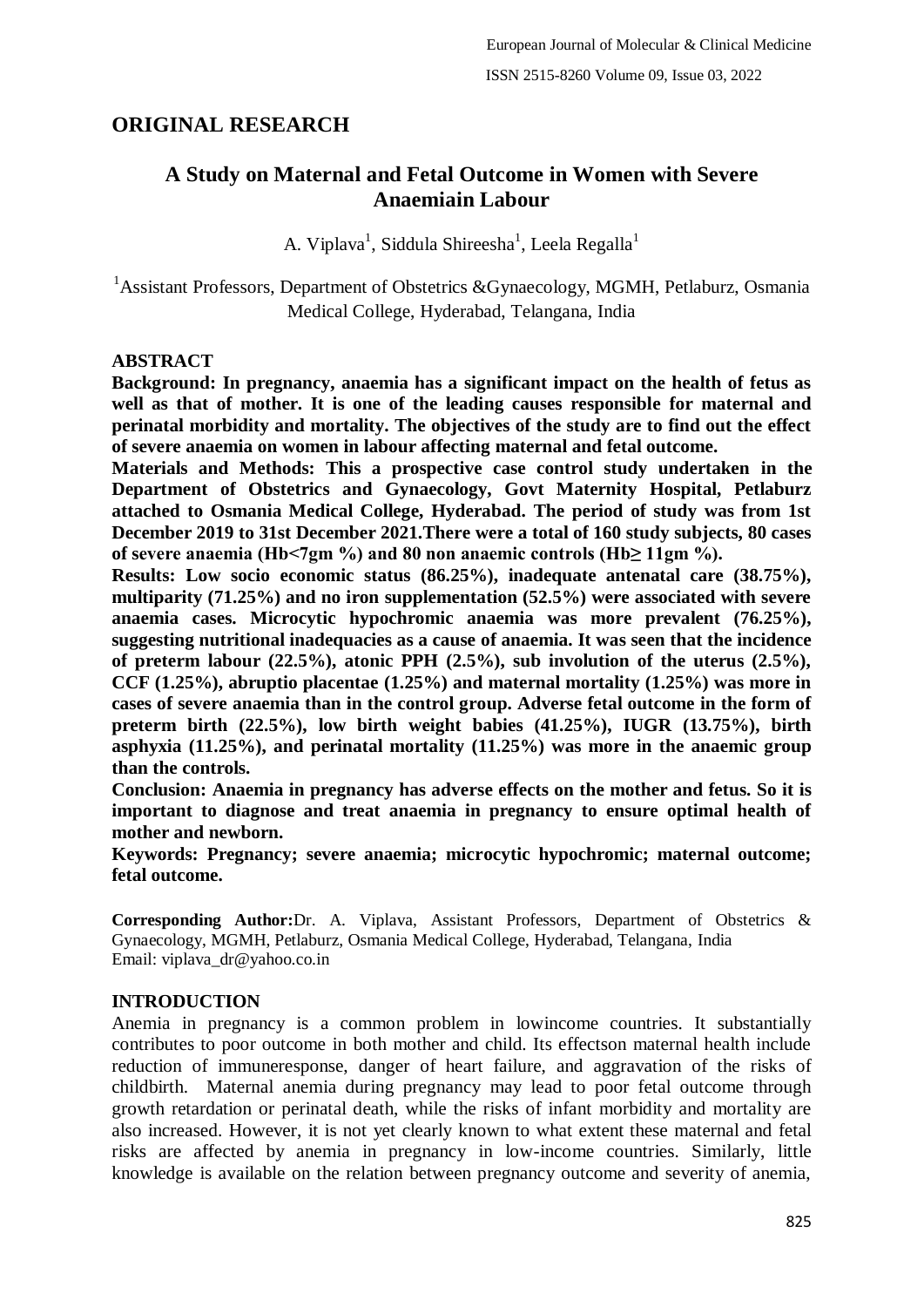## ORIGINAL RESEARCH

# A Study on Maternal and Fetal Outcome in Women with Severe Anaemiain Labour

A. Viplava[1], Siddula Shireesha[1], Leela Regalla[1]

[1]Assistant Professors, Department of Obstetrics &Gynaecology, MGMH, Petlaburz, Osmania Medical College, Hyderabad, Telangana, India

### ABSTRACT

**Background: In pregnancy, anaemia has a significant impact on the health of fetus as well as that of mother. It is one of the leading causes responsible for maternal and perinatal morbidity and mortality. The objectives of the study are to find out the effect of severe anaemia on women in labour affecting maternal and fetal outcome.**

**Materials and Methods: This a prospective case control study undertaken in the Department of Obstetrics and Gynaecology, Govt Maternity Hospital, Petlaburz attached to Osmania Medical College, Hyderabad. The period of study was from 1st December 2019 to 31st December 2021.There were a total of 160 study subjects, 80 cases of severe anaemia (Hb<7gm %) and 80 non anaemic controls (Hb≥ 11gm %).**

**Results: Low socio economic status (86.25%), inadequate antenatal care (38.75%), multiparity (71.25%) and no iron supplementation (52.5%) were associated with severe anaemia cases. Microcytic hypochromic anaemia was more prevalent (76.25%), suggesting nutritional inadequacies as a cause of anaemia. It was seen that the incidence of preterm labour (22.5%), atonic PPH (2.5%), sub involution of the uterus (2.5%), CCF (1.25%), abruptio placentae (1.25%) and maternal mortality (1.25%) was more in cases of severe anaemia than in the control group. Adverse fetal outcome in the form of preterm birth (22.5%), low birth weight babies (41.25%), IUGR (13.75%), birth asphyxia (11.25%), and perinatal mortality (11.25%) was more in the anaemic group than the controls.**

**Conclusion: Anaemia in pregnancy has adverse effects on the mother and fetus. So it is important to diagnose and treat anaemia in pregnancy to ensure optimal health of mother and newborn.**

**Keywords: Pregnancy; severe anaemia; microcytic hypochromic; maternal outcome; fetal outcome.**

**Corresponding Author:**Dr. A. Viplava, Assistant Professors, Department of Obstetrics & Gynaecology, MGMH, Petlaburz, Osmania Medical College, Hyderabad, Telangana, India
Email: viplava_dr@yahoo.co.in

### INTRODUCTION

Anemia in pregnancy is a common problem in lowincome countries. It substantially contributes to poor outcome in both mother and child. Its effectson maternal health include reduction of immuneresponse, danger of heart failure, and aggravation of the risks of childbirth. Maternal anemia during pregnancy may lead to poor fetal outcome through growth retardation or perinatal death, while the risks of infant morbidity and mortality are also increased. However, it is not yet clearly known to what extent these maternal and fetal risks are affected by anemia in pregnancy in low-income countries. Similarly, little knowledge is available on the relation between pregnancy outcome and severity of anemia,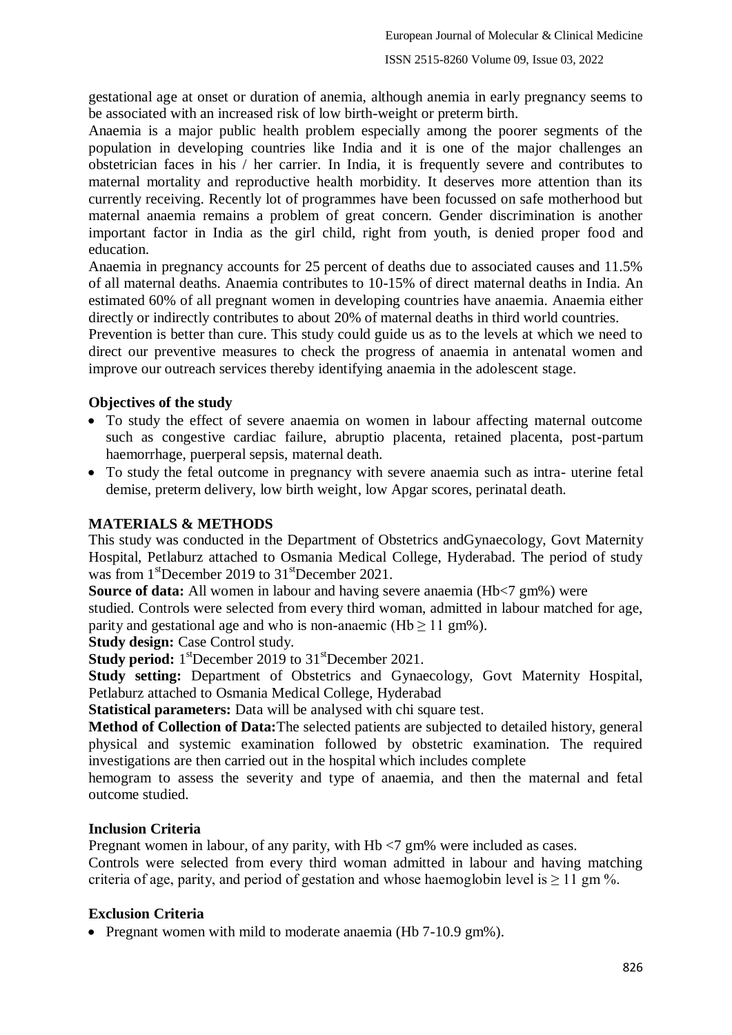gestational age at onset or duration of anemia, although anemia in early pregnancy seems to be associated with an increased risk of low birth-weight or preterm birth.

Anaemia is a major public health problem especially among the poorer segments of the population in developing countries like India and it is one of the major challenges an obstetrician faces in his / her carrier. In India, it is frequently severe and contributes to maternal mortality and reproductive health morbidity. It deserves more attention than its currently receiving. Recently lot of programmes have been focussed on safe motherhood but maternal anaemia remains a problem of great concern. Gender discrimination is another important factor in India as the girl child, right from youth, is denied proper food and education.

Anaemia in pregnancy accounts for 25 percent of deaths due to associated causes and 11.5% of all maternal deaths. Anaemia contributes to 10-15% of direct maternal deaths in India. An estimated 60% of all pregnant women in developing countries have anaemia. Anaemia either directly or indirectly contributes to about 20% of maternal deaths in third world countries.

Prevention is better than cure. This study could guide us as to the levels at which we need to direct our preventive measures to check the progress of anaemia in antenatal women and improve our outreach services thereby identifying anaemia in the adolescent stage.

### Objectives of the study

- To study the effect of severe anaemia on women in labour affecting maternal outcome such as congestive cardiac failure, abruptio placenta, retained placenta, post-partum haemorrhage, puerperal sepsis, maternal death.
- To study the fetal outcome in pregnancy with severe anaemia such as intra- uterine fetal demise, preterm delivery, low birth weight, low Apgar scores, perinatal death.

## MATERIALS & METHODS

This study was conducted in the Department of Obstetrics andGynaecology, Govt Maternity Hospital, Petlaburz attached to Osmania Medical College, Hyderabad. The period of study was from 1st December 2019 to 31st December 2021.

**Source of data:** All women in labour and having severe anaemia (Hb<7 gm%) were studied. Controls were selected from every third woman, admitted in labour matched for age, parity and gestational age and who is non-anaemic (Hb ≥ 11 gm%).

**Study design:** Case Control study.

**Study period:** 1st December 2019 to 31st December 2021.

**Study setting:** Department of Obstetrics and Gynaecology, Govt Maternity Hospital, Petlaburz attached to Osmania Medical College, Hyderabad

**Statistical parameters:** Data will be analysed with chi square test.

**Method of Collection of Data:** The selected patients are subjected to detailed history, general physical and systemic examination followed by obstetric examination. The required investigations are then carried out in the hospital which includes complete hemogram to assess the severity and type of anaemia, and then the maternal and fetal outcome studied.

### Inclusion Criteria

Pregnant women in labour, of any parity, with Hb <7 gm% were included as cases.

Controls were selected from every third woman admitted in labour and having matching criteria of age, parity, and period of gestation and whose haemoglobin level is ≥ 11 gm %.

### Exclusion Criteria

- Pregnant women with mild to moderate anaemia (Hb 7-10.9 gm%).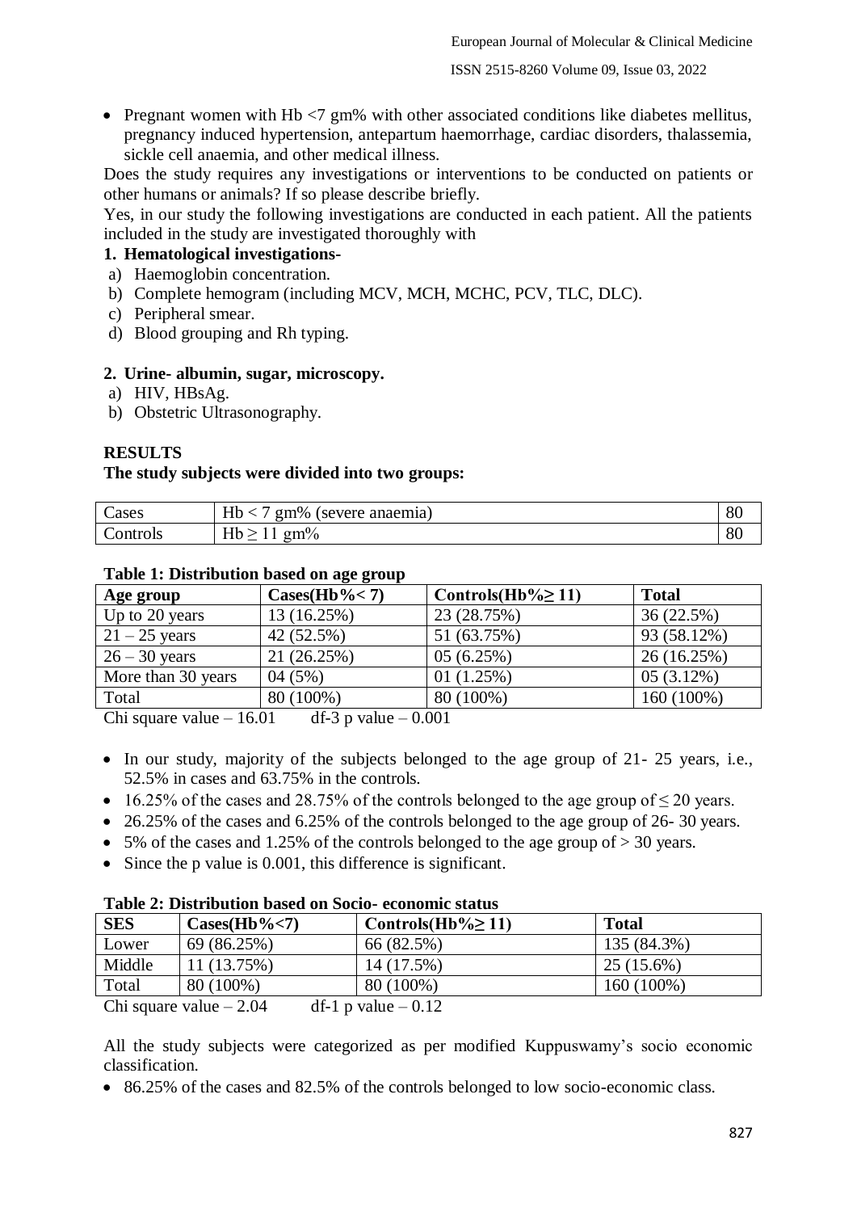- Pregnant women with Hb <7 gm% with other associated conditions like diabetes mellitus, pregnancy induced hypertension, antepartum haemorrhage, cardiac disorders, thalassemia, sickle cell anaemia, and other medical illness.

Does the study requires any investigations or interventions to be conducted on patients or other humans or animals? If so please describe briefly.

Yes, in our study the following investigations are conducted in each patient. All the patients included in the study are investigated thoroughly with

**1. Hematological investigations-**

a) Haemoglobin concentration.
b) Complete hemogram (including MCV, MCH, MCHC, PCV, TLC, DLC).
c) Peripheral smear.
d) Blood grouping and Rh typing.

**2. Urine- albumin, sugar, microscopy.**

a) HIV, HBsAg.
b) Obstetric Ultrasonography.

## RESULTS

**The study subjects were divided into two groups:**

| Cases | Hb < 7 gm% (severe anaemia) | 80 |
|---|---|---|
| Controls | Hb ≥ 11 gm% | 80 |

**Table 1: Distribution based on age group**

| Age group | Cases(Hb%< 7) | Controls(Hb%≥ 11) | Total |
|---|---|---|---|
| Up to 20 years | 13 (16.25%) | 23 (28.75%) | 36 (22.5%) |
| 21 – 25 years | 42 (52.5%) | 51 (63.75%) | 93 (58.12%) |
| 26 – 30 years | 21 (26.25%) | 05 (6.25%) | 26 (16.25%) |
| More than 30 years | 04 (5%) | 01 (1.25%) | 05 (3.12%) |
| Total | 80 (100%) | 80 (100%) | 160 (100%) |

Chi square value – 16.01 df-3 p value – 0.001

- In our study, majority of the subjects belonged to the age group of 21- 25 years, i.e., 52.5% in cases and 63.75% in the controls.
- 16.25% of the cases and 28.75% of the controls belonged to the age group of ≤ 20 years.
- 26.25% of the cases and 6.25% of the controls belonged to the age group of 26- 30 years.
- 5% of the cases and 1.25% of the controls belonged to the age group of > 30 years.
- Since the p value is 0.001, this difference is significant.

**Table 2: Distribution based on Socio- economic status**

| SES | Cases(Hb%<7) | Controls(Hb%≥ 11) | Total |
|---|---|---|---|
| Lower | 69 (86.25%) | 66 (82.5%) | 135 (84.3%) |
| Middle | 11 (13.75%) | 14 (17.5%) | 25 (15.6%) |
| Total | 80 (100%) | 80 (100%) | 160 (100%) |

Chi square value – 2.04 df-1 p value – 0.12

All the study subjects were categorized as per modified Kuppuswamy's socio economic classification.

- 86.25% of the cases and 82.5% of the controls belonged to low socio-economic class.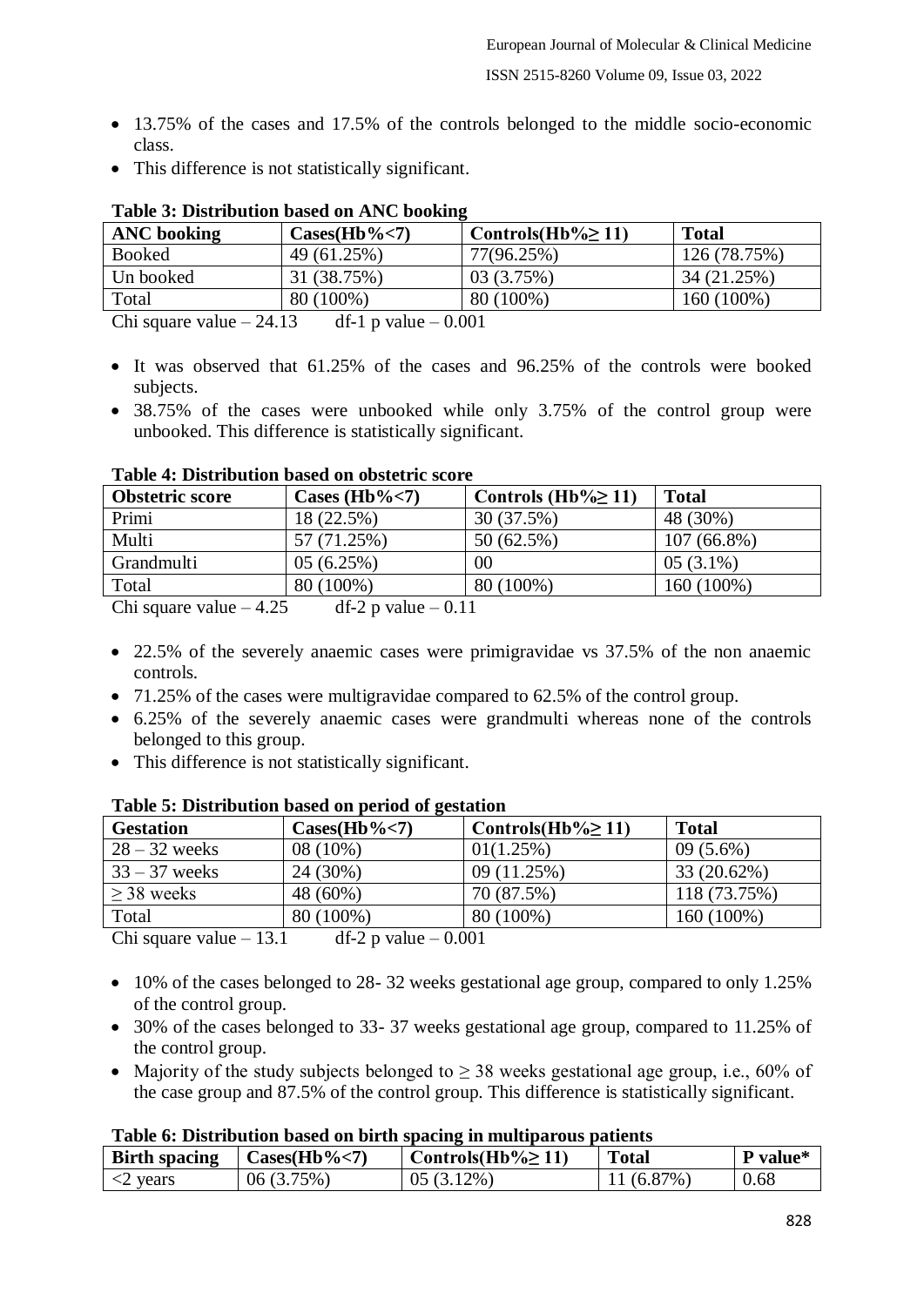- 13.75% of the cases and 17.5% of the controls belonged to the middle socio-economic class.
- This difference is not statistically significant.

**Table 3: Distribution based on ANC booking**

| ANC booking | Cases(Hb%<7) | Controls(Hb%≥ 11) | Total |
|---|---|---|---|
| Booked | 49 (61.25%) | 77(96.25%) | 126 (78.75%) |
| Un booked | 31 (38.75%) | 03 (3.75%) | 34 (21.25%) |
| Total | 80 (100%) | 80 (100%) | 160 (100%) |

Chi square value – 24.13 df-1 p value – 0.001

- It was observed that 61.25% of the cases and 96.25% of the controls were booked subjects.
- 38.75% of the cases were unbooked while only 3.75% of the control group were unbooked. This difference is statistically significant.

**Table 4: Distribution based on obstetric score**

| Obstetric score | Cases (Hb%<7) | Controls (Hb%≥ 11) | Total |
|---|---|---|---|
| Primi | 18 (22.5%) | 30 (37.5%) | 48 (30%) |
| Multi | 57 (71.25%) | 50 (62.5%) | 107 (66.8%) |
| Grandmulti | 05 (6.25%) | 00 | 05 (3.1%) |
| Total | 80 (100%) | 80 (100%) | 160 (100%) |

Chi square value – 4.25 df-2 p value – 0.11

- 22.5% of the severely anaemic cases were primigravidae vs 37.5% of the non anaemic controls.
- 71.25% of the cases were multigravidae compared to 62.5% of the control group.
- 6.25% of the severely anaemic cases were grandmulti whereas none of the controls belonged to this group.
- This difference is not statistically significant.

**Table 5: Distribution based on period of gestation**

| Gestation | Cases(Hb%<7) | Controls(Hb%≥ 11) | Total |
|---|---|---|---|
| 28 – 32 weeks | 08 (10%) | 01(1.25%) | 09 (5.6%) |
| 33 – 37 weeks | 24 (30%) | 09 (11.25%) | 33 (20.62%) |
| ≥ 38 weeks | 48 (60%) | 70 (87.5%) | 118 (73.75%) |
| Total | 80 (100%) | 80 (100%) | 160 (100%) |

Chi square value – 13.1 df-2 p value – 0.001

- 10% of the cases belonged to 28- 32 weeks gestational age group, compared to only 1.25% of the control group.
- 30% of the cases belonged to 33- 37 weeks gestational age group, compared to 11.25% of the control group.
- Majority of the study subjects belonged to ≥ 38 weeks gestational age group, i.e., 60% of the case group and 87.5% of the control group. This difference is statistically significant.

**Table 6: Distribution based on birth spacing in multiparous patients**

| Birth spacing | Cases(Hb%<7) | Controls(Hb%≥ 11) | Total | P value* |
|---|---|---|---|---|
| <2 years | 06 (3.75%) | 05 (3.12%) | 11 (6.87%) | 0.68 |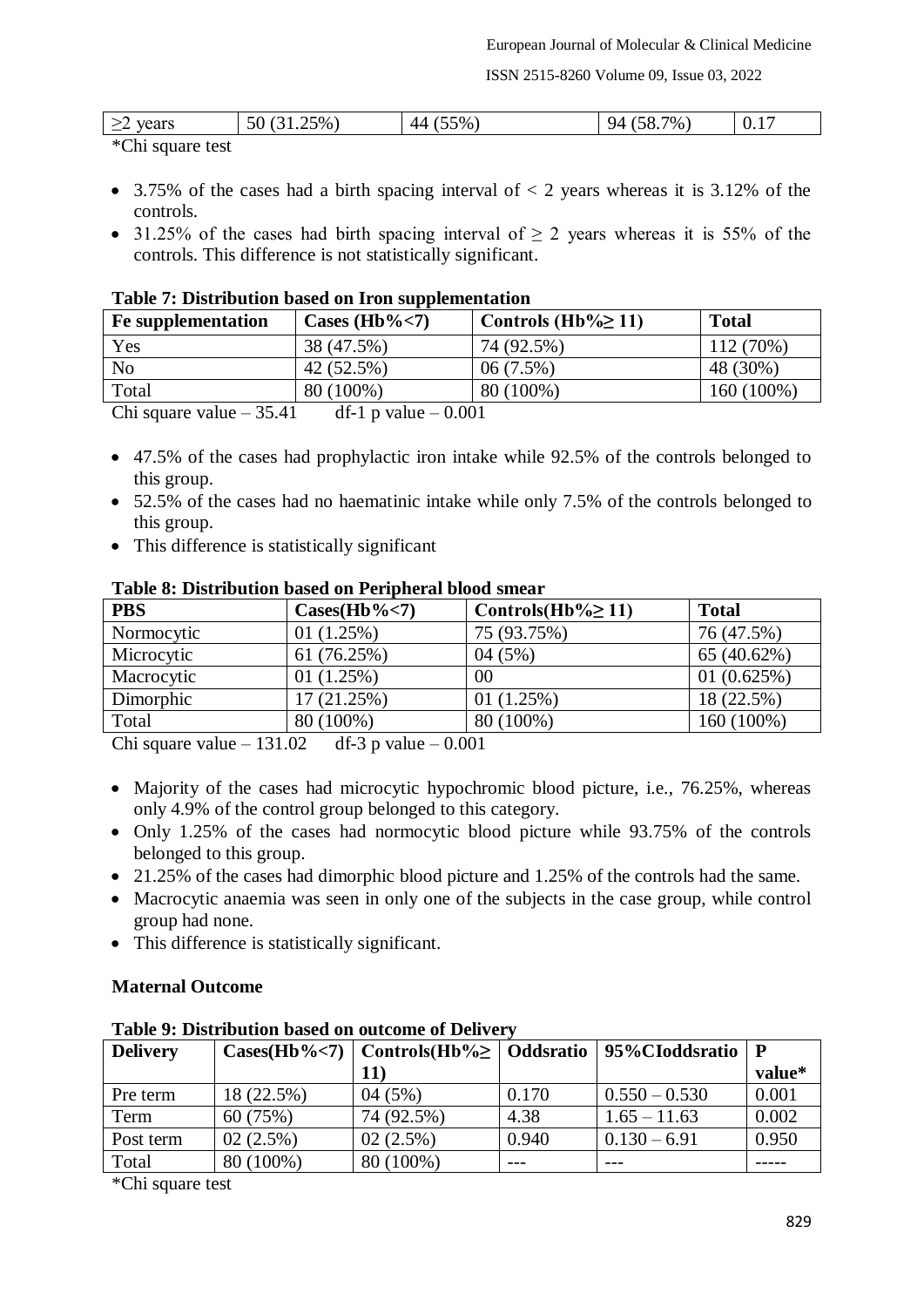| ≥2 years | 50 (31.25%) | 44 (55%) | 94 (58.7%) | 0.17 |
|---|---|---|---|---|

*Chi square test

- 3.75% of the cases had a birth spacing interval of < 2 years whereas it is 3.12% of the controls.
- 31.25% of the cases had birth spacing interval of ≥ 2 years whereas it is 55% of the controls. This difference is not statistically significant.

**Table 7: Distribution based on Iron supplementation**

| Fe supplementation | Cases (Hb%<7) | Controls (Hb%≥ 11) | Total |
|---|---|---|---|
| Yes | 38 (47.5%) | 74 (92.5%) | 112 (70%) |
| No | 42 (52.5%) | 06 (7.5%) | 48 (30%) |
| Total | 80 (100%) | 80 (100%) | 160 (100%) |

Chi square value – 35.41 df-1 p value – 0.001

- 47.5% of the cases had prophylactic iron intake while 92.5% of the controls belonged to this group.
- 52.5% of the cases had no haematinic intake while only 7.5% of the controls belonged to this group.
- This difference is statistically significant

**Table 8: Distribution based on Peripheral blood smear**

| PBS | Cases(Hb%<7) | Controls(Hb%≥ 11) | Total |
|---|---|---|---|
| Normocytic | 01 (1.25%) | 75 (93.75%) | 76 (47.5%) |
| Microcytic | 61 (76.25%) | 04 (5%) | 65 (40.62%) |
| Macrocytic | 01 (1.25%) | 00 | 01 (0.625%) |
| Dimorphic | 17 (21.25%) | 01 (1.25%) | 18 (22.5%) |
| Total | 80 (100%) | 80 (100%) | 160 (100%) |

Chi square value – 131.02 df-3 p value – 0.001

- Majority of the cases had microcytic hypochromic blood picture, i.e., 76.25%, whereas only 4.9% of the control group belonged to this category.
- Only 1.25% of the cases had normocytic blood picture while 93.75% of the controls belonged to this group.
- 21.25% of the cases had dimorphic blood picture and 1.25% of the controls had the same.
- Macrocytic anaemia was seen in only one of the subjects in the case group, while control group had none.
- This difference is statistically significant.

**Maternal Outcome**

**Table 9: Distribution based on outcome of Delivery**

| Delivery | Cases(Hb%<7) | Controls(Hb%≥ 11) | Oddsratio | 95%CIoddsratio | P value* |
|---|---|---|---|---|---|
| Pre term | 18 (22.5%) | 04 (5%) | 0.170 | 0.550 – 0.530 | 0.001 |
| Term | 60 (75%) | 74 (92.5%) | 4.38 | 1.65 – 11.63 | 0.002 |
| Post term | 02 (2.5%) | 02 (2.5%) | 0.940 | 0.130 – 6.91 | 0.950 |
| Total | 80 (100%) | 80 (100%) | --- | --- | ----- |

*Chi square test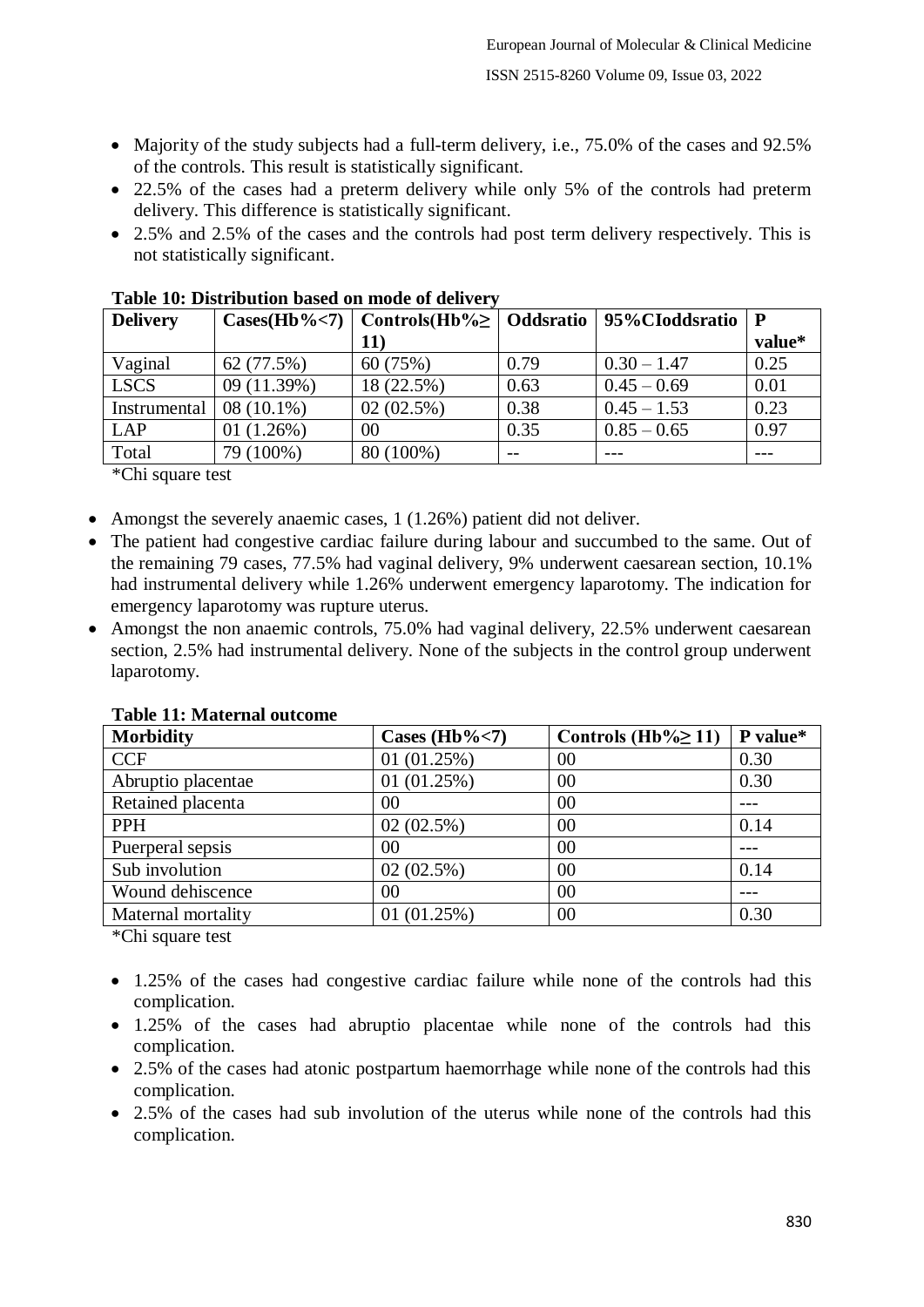- Majority of the study subjects had a full-term delivery, i.e., 75.0% of the cases and 92.5% of the controls. This result is statistically significant.
- 22.5% of the cases had a preterm delivery while only 5% of the controls had preterm delivery. This difference is statistically significant.
- 2.5% and 2.5% of the cases and the controls had post term delivery respectively. This is not statistically significant.

**Table 10: Distribution based on mode of delivery**

| Delivery | Cases(Hb%<7) | Controls(Hb%≥ 11) | Oddsratio | 95%CIoddsratio | P value* |
|---|---|---|---|---|---|
| Vaginal | 62 (77.5%) | 60 (75%) | 0.79 | 0.30 – 1.47 | 0.25 |
| LSCS | 09 (11.39%) | 18 (22.5%) | 0.63 | 0.45 – 0.69 | 0.01 |
| Instrumental | 08 (10.1%) | 02 (02.5%) | 0.38 | 0.45 – 1.53 | 0.23 |
| LAP | 01 (1.26%) | 00 | 0.35 | 0.85 – 0.65 | 0.97 |
| Total | 79 (100%) | 80 (100%) | -- | --- | --- |

*Chi square test

- Amongst the severely anaemic cases, 1 (1.26%) patient did not deliver.
- The patient had congestive cardiac failure during labour and succumbed to the same. Out of the remaining 79 cases, 77.5% had vaginal delivery, 9% underwent caesarean section, 10.1% had instrumental delivery while 1.26% underwent emergency laparotomy. The indication for emergency laparotomy was rupture uterus.
- Amongst the non anaemic controls, 75.0% had vaginal delivery, 22.5% underwent caesarean section, 2.5% had instrumental delivery. None of the subjects in the control group underwent laparotomy.

**Table 11: Maternal outcome**

| Morbidity | Cases (Hb%<7) | Controls (Hb%≥ 11) | P value* |
|---|---|---|---|
| CCF | 01 (01.25%) | 00 | 0.30 |
| Abruptio placentae | 01 (01.25%) | 00 | 0.30 |
| Retained placenta | 00 | 00 | --- |
| PPH | 02 (02.5%) | 00 | 0.14 |
| Puerperal sepsis | 00 | 00 | --- |
| Sub involution | 02 (02.5%) | 00 | 0.14 |
| Wound dehiscence | 00 | 00 | --- |
| Maternal mortality | 01 (01.25%) | 00 | 0.30 |

*Chi square test

- 1.25% of the cases had congestive cardiac failure while none of the controls had this complication.
- 1.25% of the cases had abruptio placentae while none of the controls had this complication.
- 2.5% of the cases had atonic postpartum haemorrhage while none of the controls had this complication.
- 2.5% of the cases had sub involution of the uterus while none of the controls had this complication.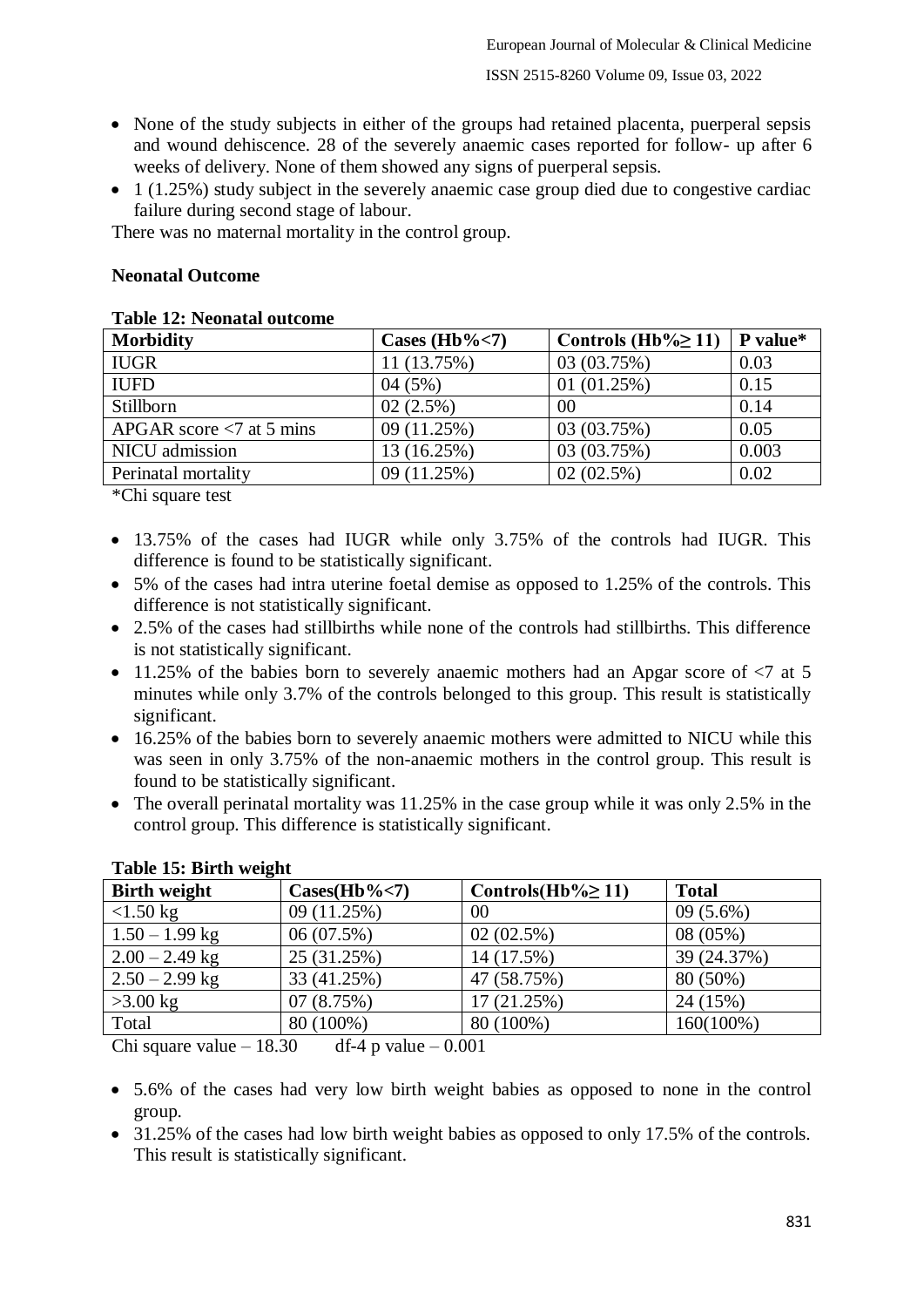- None of the study subjects in either of the groups had retained placenta, puerperal sepsis and wound dehiscence. 28 of the severely anaemic cases reported for follow- up after 6 weeks of delivery. None of them showed any signs of puerperal sepsis.
- 1 (1.25%) study subject in the severely anaemic case group died due to congestive cardiac failure during second stage of labour.

There was no maternal mortality in the control group.

**Neonatal Outcome**

**Table 12: Neonatal outcome**

| Morbidity | Cases (Hb%<7) | Controls (Hb%≥ 11) | P value* |
|---|---|---|---|
| IUGR | 11 (13.75%) | 03 (03.75%) | 0.03 |
| IUFD | 04 (5%) | 01 (01.25%) | 0.15 |
| Stillborn | 02 (2.5%) | 00 | 0.14 |
| APGAR score <7 at 5 mins | 09 (11.25%) | 03 (03.75%) | 0.05 |
| NICU admission | 13 (16.25%) | 03 (03.75%) | 0.003 |
| Perinatal mortality | 09 (11.25%) | 02 (02.5%) | 0.02 |

*Chi square test

- 13.75% of the cases had IUGR while only 3.75% of the controls had IUGR. This difference is found to be statistically significant.
- 5% of the cases had intra uterine foetal demise as opposed to 1.25% of the controls. This difference is not statistically significant.
- 2.5% of the cases had stillbirths while none of the controls had stillbirths. This difference is not statistically significant.
- 11.25% of the babies born to severely anaemic mothers had an Apgar score of <7 at 5 minutes while only 3.7% of the controls belonged to this group. This result is statistically significant.
- 16.25% of the babies born to severely anaemic mothers were admitted to NICU while this was seen in only 3.75% of the non-anaemic mothers in the control group. This result is found to be statistically significant.
- The overall perinatal mortality was 11.25% in the case group while it was only 2.5% in the control group. This difference is statistically significant.

**Table 15: Birth weight**

| Birth weight | Cases(Hb%<7) | Controls(Hb%≥ 11) | Total |
|---|---|---|---|
| <1.50 kg | 09 (11.25%) | 00 | 09 (5.6%) |
| 1.50 – 1.99 kg | 06 (07.5%) | 02 (02.5%) | 08 (05%) |
| 2.00 – 2.49 kg | 25 (31.25%) | 14 (17.5%) | 39 (24.37%) |
| 2.50 – 2.99 kg | 33 (41.25%) | 47 (58.75%) | 80 (50%) |
| >3.00 kg | 07 (8.75%) | 17 (21.25%) | 24 (15%) |
| Total | 80 (100%) | 80 (100%) | 160(100%) |

Chi square value – 18.30 df-4 p value – 0.001

- 5.6% of the cases had very low birth weight babies as opposed to none in the control group.
- 31.25% of the cases had low birth weight babies as opposed to only 17.5% of the controls. This result is statistically significant.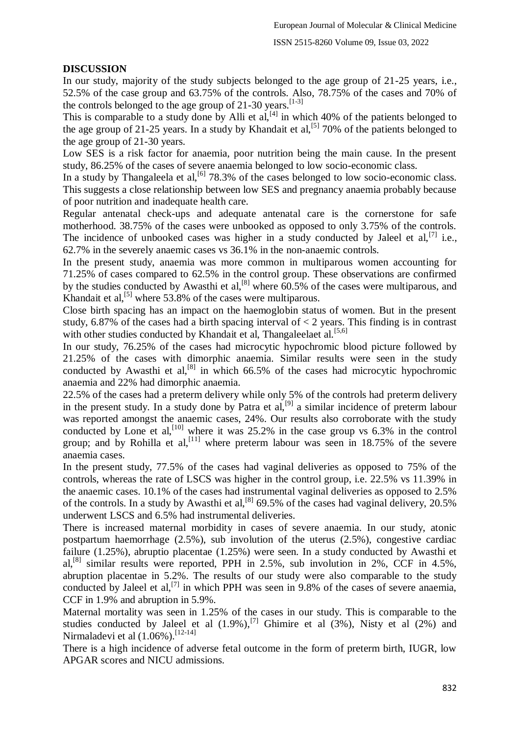## DISCUSSION

In our study, majority of the study subjects belonged to the age group of 21-25 years, i.e., 52.5% of the case group and 63.75% of the controls. Also, 78.75% of the cases and 70% of the controls belonged to the age group of 21-30 years.[1-3]

This is comparable to a study done by Alli et al,[4] in which 40% of the patients belonged to the age group of 21-25 years. In a study by Khandait et al,[5] 70% of the patients belonged to the age group of 21-30 years.

Low SES is a risk factor for anaemia, poor nutrition being the main cause. In the present study, 86.25% of the cases of severe anaemia belonged to low socio-economic class.

In a study by Thangaleela et al,[6] 78.3% of the cases belonged to low socio-economic class. This suggests a close relationship between low SES and pregnancy anaemia probably because of poor nutrition and inadequate health care.

Regular antenatal check-ups and adequate antenatal care is the cornerstone for safe motherhood. 38.75% of the cases were unbooked as opposed to only 3.75% of the controls. The incidence of unbooked cases was higher in a study conducted by Jaleel et al,[7] i.e., 62.7% in the severely anaemic cases vs 36.1% in the non-anaemic controls.

In the present study, anaemia was more common in multiparous women accounting for 71.25% of cases compared to 62.5% in the control group. These observations are confirmed by the studies conducted by Awasthi et al,[8] where 60.5% of the cases were multiparous, and Khandait et al,[5] where 53.8% of the cases were multiparous.

Close birth spacing has an impact on the haemoglobin status of women. But in the present study, 6.87% of the cases had a birth spacing interval of < 2 years. This finding is in contrast with other studies conducted by Khandait et al, Thangaleelaet al.[5,6]

In our study, 76.25% of the cases had microcytic hypochromic blood picture followed by 21.25% of the cases with dimorphic anaemia. Similar results were seen in the study conducted by Awasthi et al,[8] in which 66.5% of the cases had microcytic hypochromic anaemia and 22% had dimorphic anaemia.

22.5% of the cases had a preterm delivery while only 5% of the controls had preterm delivery in the present study. In a study done by Patra et al,[9] a similar incidence of preterm labour was reported amongst the anaemic cases, 24%. Our results also corroborate with the study conducted by Lone et al,[10] where it was 25.2% in the case group vs 6.3% in the control group; and by Rohilla et al,[11] where preterm labour was seen in 18.75% of the severe anaemia cases.

In the present study, 77.5% of the cases had vaginal deliveries as opposed to 75% of the controls, whereas the rate of LSCS was higher in the control group, i.e. 22.5% vs 11.39% in the anaemic cases. 10.1% of the cases had instrumental vaginal deliveries as opposed to 2.5% of the controls. In a study by Awasthi et al,[8] 69.5% of the cases had vaginal delivery, 20.5% underwent LSCS and 6.5% had instrumental deliveries.

There is increased maternal morbidity in cases of severe anaemia. In our study, atonic postpartum haemorrhage (2.5%), sub involution of the uterus (2.5%), congestive cardiac failure (1.25%), abruptio placentae (1.25%) were seen. In a study conducted by Awasthi et al,[8] similar results were reported, PPH in 2.5%, sub involution in 2%, CCF in 4.5%, abruption placentae in 5.2%. The results of our study were also comparable to the study conducted by Jaleel et al,[7] in which PPH was seen in 9.8% of the cases of severe anaemia, CCF in 1.9% and abruption in 5.9%.

Maternal mortality was seen in 1.25% of the cases in our study. This is comparable to the studies conducted by Jaleel et al (1.9%),[7] Ghimire et al (3%), Nisty et al (2%) and Nirmaladevi et al (1.06%).[12-14]

There is a high incidence of adverse fetal outcome in the form of preterm birth, IUGR, low APGAR scores and NICU admissions.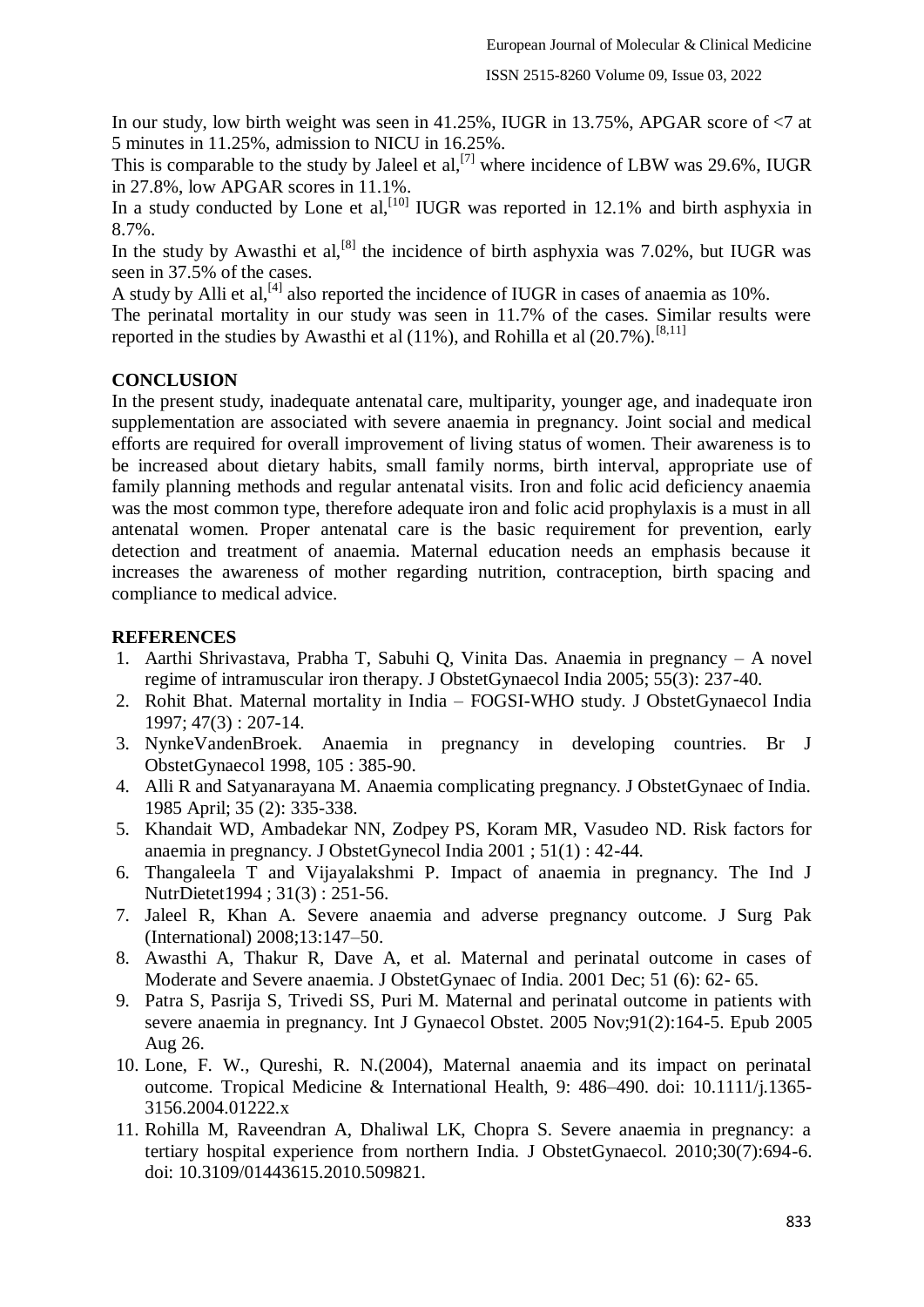In our study, low birth weight was seen in 41.25%, IUGR in 13.75%, APGAR score of <7 at 5 minutes in 11.25%, admission to NICU in 16.25%.

This is comparable to the study by Jaleel et al,[7] where incidence of LBW was 29.6%, IUGR in 27.8%, low APGAR scores in 11.1%.

In a study conducted by Lone et al,[10] IUGR was reported in 12.1% and birth asphyxia in 8.7%.

In the study by Awasthi et al,[8] the incidence of birth asphyxia was 7.02%, but IUGR was seen in 37.5% of the cases.

A study by Alli et al,[4] also reported the incidence of IUGR in cases of anaemia as 10%.

The perinatal mortality in our study was seen in 11.7% of the cases. Similar results were reported in the studies by Awasthi et al (11%), and Rohilla et al (20.7%).[8,11]

## CONCLUSION

In the present study, inadequate antenatal care, multiparity, younger age, and inadequate iron supplementation are associated with severe anaemia in pregnancy. Joint social and medical efforts are required for overall improvement of living status of women. Their awareness is to be increased about dietary habits, small family norms, birth interval, appropriate use of family planning methods and regular antenatal visits. Iron and folic acid deficiency anaemia was the most common type, therefore adequate iron and folic acid prophylaxis is a must in all antenatal women. Proper antenatal care is the basic requirement for prevention, early detection and treatment of anaemia. Maternal education needs an emphasis because it increases the awareness of mother regarding nutrition, contraception, birth spacing and compliance to medical advice.

## REFERENCES

1. Aarthi Shrivastava, Prabha T, Sabuhi Q, Vinita Das. Anaemia in pregnancy – A novel regime of intramuscular iron therapy. J ObstetGynaecol India 2005; 55(3): 237-40.
2. Rohit Bhat. Maternal mortality in India – FOGSI-WHO study. J ObstetGynaecol India 1997; 47(3) : 207-14.
3. NynkeVandenBroek. Anaemia in pregnancy in developing countries. Br J ObstetGynaecol 1998, 105 : 385-90.
4. Alli R and Satyanarayana M. Anaemia complicating pregnancy. J ObstetGynaec of India. 1985 April; 35 (2): 335-338.
5. Khandait WD, Ambadekar NN, Zodpey PS, Koram MR, Vasudeo ND. Risk factors for anaemia in pregnancy. J ObstetGynecol India 2001 ; 51(1) : 42-44.
6. Thangaleela T and Vijayalakshmi P. Impact of anaemia in pregnancy. The Ind J NutrDietet1994 ; 31(3) : 251-56.
7. Jaleel R, Khan A. Severe anaemia and adverse pregnancy outcome. J Surg Pak (International) 2008;13:147–50.
8. Awasthi A, Thakur R, Dave A, et al. Maternal and perinatal outcome in cases of Moderate and Severe anaemia. J ObstetGynaec of India. 2001 Dec; 51 (6): 62- 65.
9. Patra S, Pasrija S, Trivedi SS, Puri M. Maternal and perinatal outcome in patients with severe anaemia in pregnancy. Int J Gynaecol Obstet. 2005 Nov;91(2):164-5. Epub 2005 Aug 26.
10. Lone, F. W., Qureshi, R. N.(2004), Maternal anaemia and its impact on perinatal outcome. Tropical Medicine & International Health, 9: 486–490. doi: 10.1111/j.1365-3156.2004.01222.x
11. Rohilla M, Raveendran A, Dhaliwal LK, Chopra S. Severe anaemia in pregnancy: a tertiary hospital experience from northern India. J ObstetGynaecol. 2010;30(7):694-6. doi: 10.3109/01443615.2010.509821.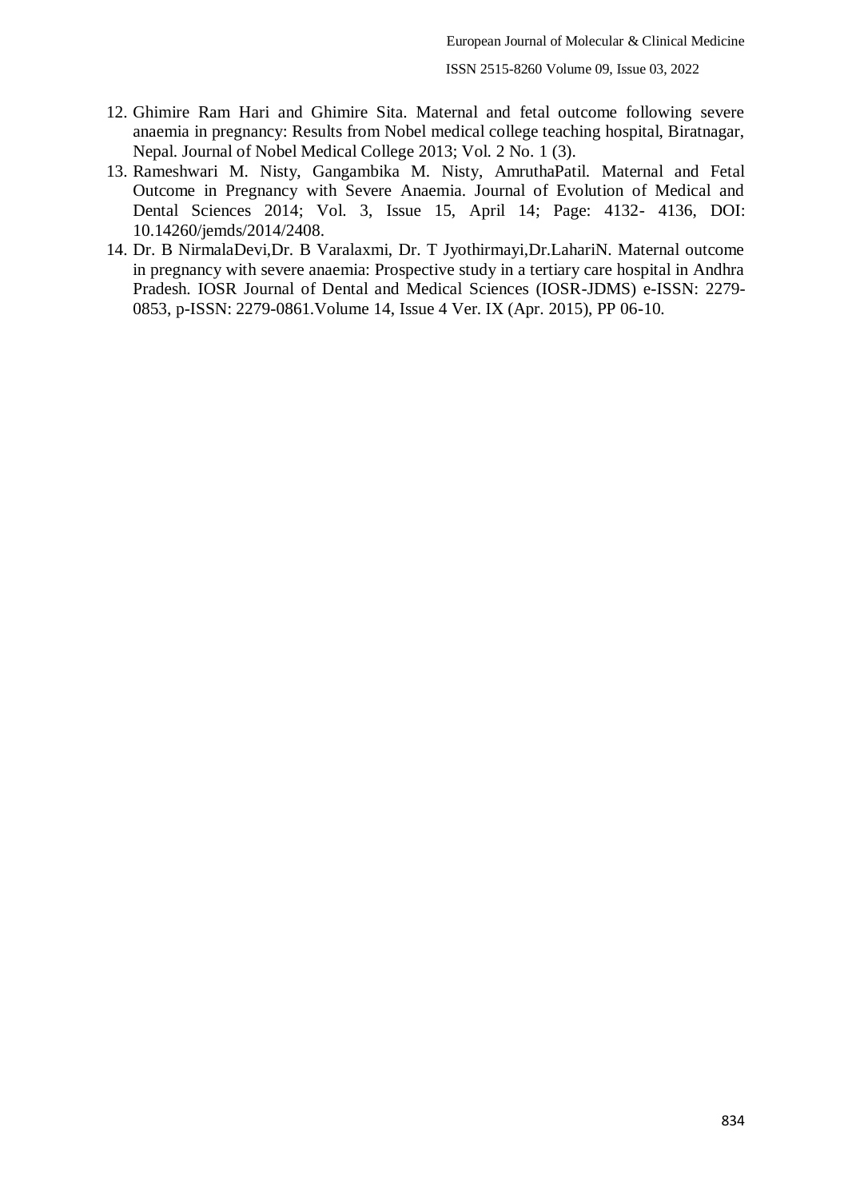12. Ghimire Ram Hari and Ghimire Sita. Maternal and fetal outcome following severe anaemia in pregnancy: Results from Nobel medical college teaching hospital, Biratnagar, Nepal. Journal of Nobel Medical College 2013; Vol. 2 No. 1 (3).
13. Rameshwari M. Nisty, Gangambika M. Nisty, AmruthaPatil. Maternal and Fetal Outcome in Pregnancy with Severe Anaemia. Journal of Evolution of Medical and Dental Sciences 2014; Vol. 3, Issue 15, April 14; Page: 4132- 4136, DOI: 10.14260/jemds/2014/2408.
14. Dr. B NirmalaDevi,Dr. B Varalaxmi, Dr. T Jyothirmayi,Dr.LahariN. Maternal outcome in pregnancy with severe anaemia: Prospective study in a tertiary care hospital in Andhra Pradesh. IOSR Journal of Dental and Medical Sciences (IOSR-JDMS) e-ISSN: 2279-0853, p-ISSN: 2279-0861.Volume 14, Issue 4 Ver. IX (Apr. 2015), PP 06-10.